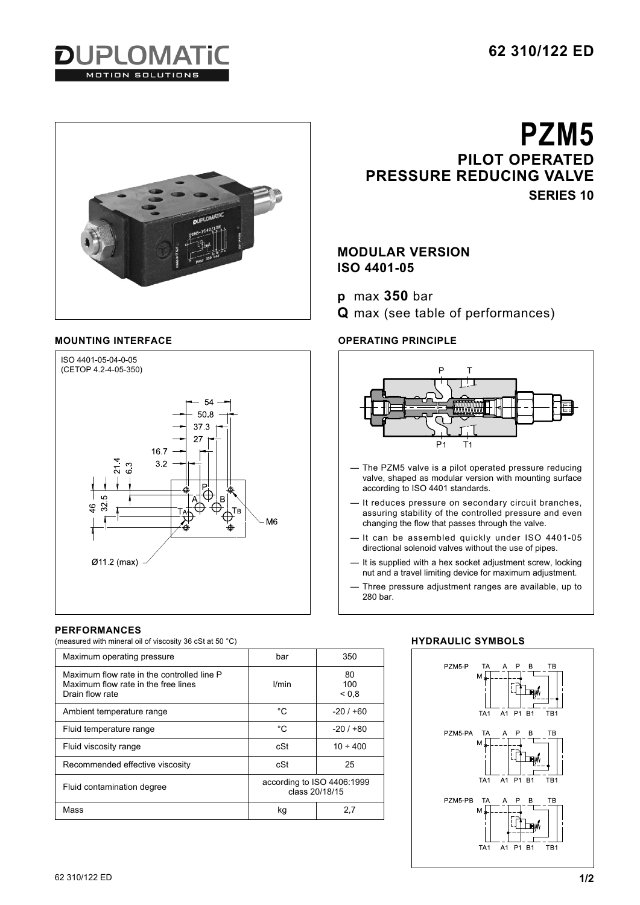# PZM5

## PILOT OPERATED PRESSURE REDUCING VALVE

### SERIES 10

## MODULAR VERSION ISO 4401-05

**p** max **350** bar

**Q** max (see table of performances)

### MOUNTING INTERFACE

ISO 4401-05-04-0-05
(CETOP 4.2-4-05-350)

### OPERATING PRINCIPLE

- The PZM5 valve is a pilot operated pressure reducing valve, shaped as modular version with mounting surface according to ISO 4401 standards.
- It reduces pressure on secondary circuit branches, assuring stability of the controlled pressure and even changing the flow that passes through the valve.
- It can be assembled quickly under ISO 4401-05 directional solenoid valves without the use of pipes.
- It is supplied with a hex socket adjustment screw, locking nut and a travel limiting device for maximum adjustment.
- Three pressure adjustment ranges are available, up to 280 bar.

### PERFORMANCES

(measured with mineral oil of viscosity 36 cSt at 50 °C)

| | | |
|---|---|---|
| Maximum operating pressure | bar | 350 |
| Maximum flow rate in the controlled line P<br>Maximum flow rate in the free lines<br>Drain flow rate | l/min | 80<br>100<br>< 0,8 |
| Ambient temperature range | °C | -20 / +60 |
| Fluid temperature range | °C | -20 / +80 |
| Fluid viscosity range | cSt | 10 ÷ 400 |
| Recommended effective viscosity | cSt | 25 |
| Fluid contamination degree | according to ISO 4406:1999 class 20/18/15 | |
| Mass | kg | 2,7 |

### HYDRAULIC SYMBOLS

PZM5-P

PZM5-PA

PZM5-PB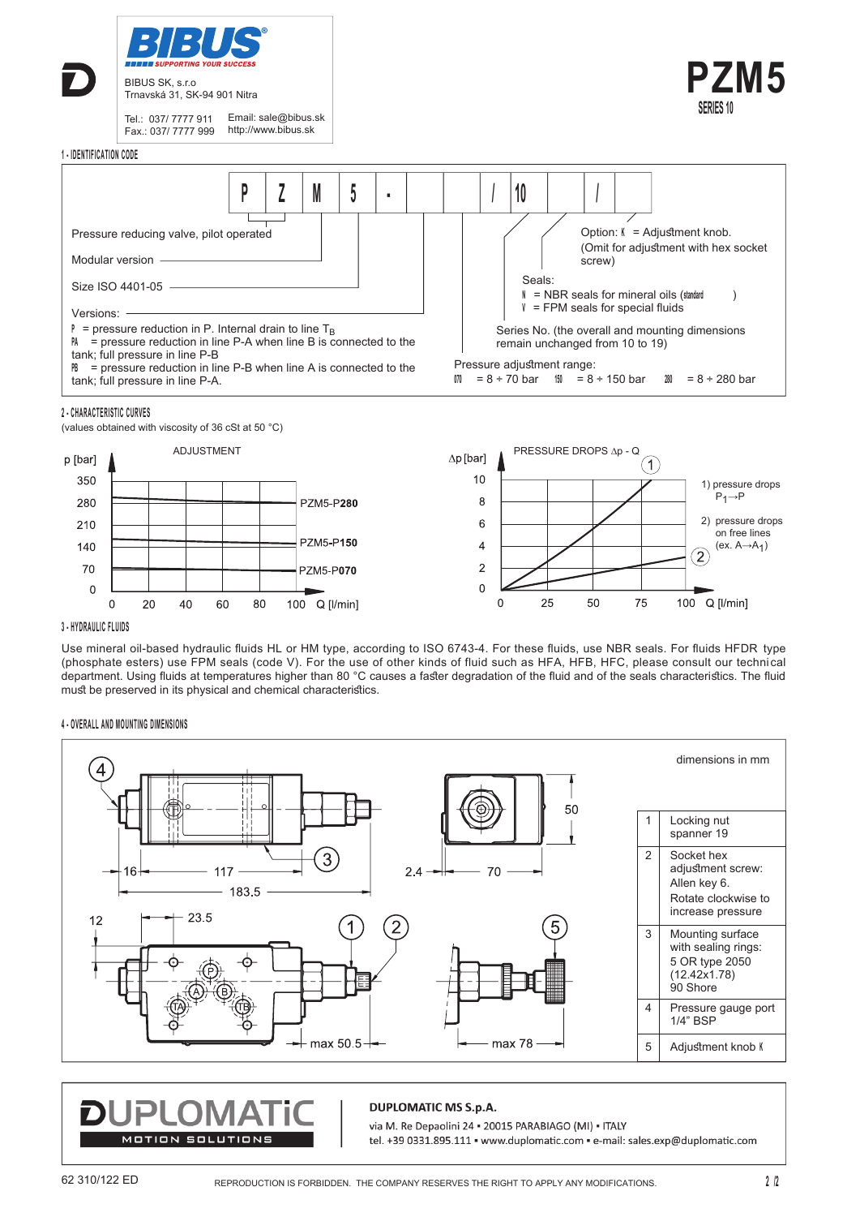BIBUS SK, s.r.o
Trnavská 31, SK-94 901 Nitra

Tel.: 037/ 7777 911  Email: sale@bibus.sk
Fax.: 037/ 7777 999  http://www.bibus.sk

# PZM5
SERIES 10

## 1 - IDENTIFICATION CODE

P Z M 5 - ___ ___ / 10 ___ / ___

Pressure reducing valve, pilot operated

Modular version

Size ISO 4401-05

Versions:
- P = pressure reduction in P. Internal drain to line $T_B$
- PA = pressure reduction in line P-A when line B is connected to the tank; full pressure in line P-B
- PB = pressure reduction in line P-B when line A is connected to the tank; full pressure in line P-A.

Option: K = Adjustment knob. (Omit for adjustment with hex socket screw)

Seals:
- N = NBR seals for mineral oils (standard)
- V = FPM seals for special fluids

Series No. (the overall and mounting dimensions remain unchanged from 10 to 19)

Pressure adjustment range:
070 = 8 ÷ 70 bar  150 = 8 ÷ 150 bar  280 = 8 ÷ 280 bar

## 2 - CHARACTERISTIC CURVES

(values obtained with viscosity of 36 cSt at 50 °C)

ADJUSTMENT

p [bar]
350
280
210
140
70
0
0 20 40 60 80 100 Q [l/min]
PZM5-P**280**
PZM5-P**150**
PZM5-P**070**

PRESSURE DROPS Δp - Q

Δp [bar]
10
8
6
4
2
0
0 25 50 75 100 Q [l/min]

1) pressure drops $P_1 \rightarrow P$

2) pressure drops on free lines (ex. $A \rightarrow A_1$)

## 3 - HYDRAULIC FLUIDS

Use mineral oil-based hydraulic fluids HL or HM type, according to ISO 6743-4. For these fluids, use NBR seals. For fluids HFDR type (phosphate esters) use FPM seals (code V). For the use of other kinds of fluid such as HFA, HFB, HFC, please consult our technical department. Using fluids at temperatures higher than 80 °C causes a faster degradation of the fluid and of the seals characteristics. The fluid must be preserved in its physical and chemical characteristics.

## 4 - OVERALL AND MOUNTING DIMENSIONS

dimensions in mm

16
117
183.5
2.4
70
50
12
23.5
max 50.5
max 78

| | |
|---|---|
| 1 | Locking nut spanner 19 |
| 2 | Socket hex adjustment screw: Allen key 6. Rotate clockwise to increase pressure |
| 3 | Mounting surface with sealing rings: 5 OR type 2050 (12.42x1.78) 90 Shore |
| 4 | Pressure gauge port 1/4" BSP |
| 5 | Adjustment knob K |

**DUPLOMATIC MS S.p.A.**
via M. Re Depaolini 24 • 20015 PARABIAGO (MI) • ITALY
tel. +39 0331.895.111 • www.duplomatic.com • e-mail: sales.exp@duplomatic.com

62 310/122 ED

REPRODUCTION IS FORBIDDEN. THE COMPANY RESERVES THE RIGHT TO APPLY ANY MODIFICATIONS.